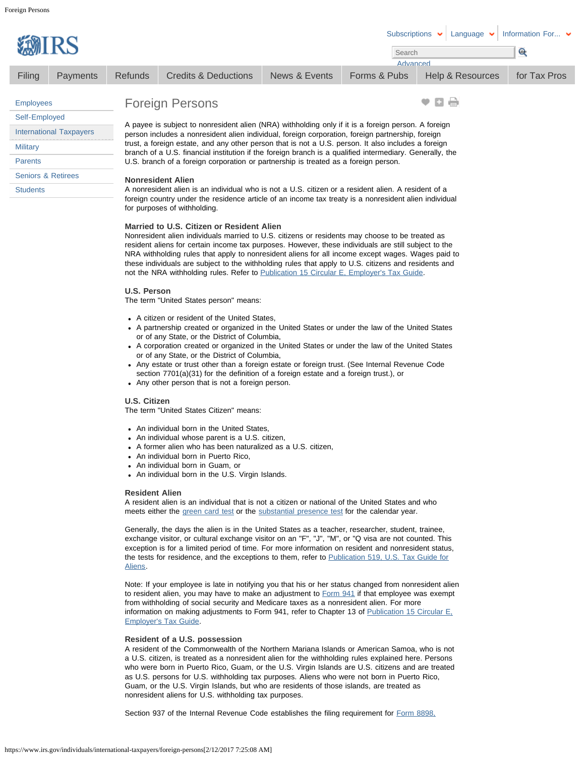# Foreign Persons

A payee is subject to nonresident alien (NRA) withholding only if it is a foreign person. A foreign person includes a nonresident alien individual, foreign corporation, foreign partnership, foreign trust, a foreign estate, and any other person that is not a U.S. person. It also includes a foreign branch of a U.S. financial institution if the foreign branch is a qualified intermediary. Generally, the U.S. branch of a foreign corporation or partnership is treated as a foreign person.

### Nonresident Alien

A nonresident alien is an individual who is not a U.S. citizen or a resident alien. A resident of a foreign country under the residence article of an income tax treaty is a nonresident alien individual for purposes of withholding.

### Married to U.S. Citizen or Resident Alien

Nonresident alien individuals married to U.S. citizens or residents may choose to be treated as resident aliens for certain income tax purposes. However, these individuals are still subject to the NRA withholding rules that apply to nonresident aliens for all income except wages. Wages paid to these individuals are subject to the withholding rules that apply to U.S. citizens and residents and not the NRA withholding rules. Refer to Publication 15 Circular E, Employer's Tax Guide.

### U.S. Person

The term "United States person" means:

- A citizen or resident of the United States,
- A partnership created or organized in the United States or under the law of the United States or of any State, or the District of Columbia,
- A corporation created or organized in the United States or under the law of the United States or of any State, or the District of Columbia,
- Any estate or trust other than a foreign estate or foreign trust. (See Internal Revenue Code section 7701(a)(31) for the definition of a foreign estate and a foreign trust.), or
- Any other person that is not a foreign person.

### U.S. Citizen

The term "United States Citizen" means:

- An individual born in the United States,
- An individual whose parent is a U.S. citizen,
- A former alien who has been naturalized as a U.S. citizen,
- An individual born in Puerto Rico,
- An individual born in Guam, or
- An individual born in the U.S. Virgin Islands.

### Resident Alien

A resident alien is an individual that is not a citizen or national of the United States and who meets either the green card test or the substantial presence test for the calendar year.

Generally, the days the alien is in the United States as a teacher, researcher, student, trainee, exchange visitor, or cultural exchange visitor on an "F", "J", "M", or "Q visa are not counted. This exception is for a limited period of time. For more information on resident and nonresident status, the tests for residence, and the exceptions to them, refer to Publication 519, U.S. Tax Guide for Aliens.

Note: If your employee is late in notifying you that his or her status changed from nonresident alien to resident alien, you may have to make an adjustment to Form 941 if that employee was exempt from withholding of social security and Medicare taxes as a nonresident alien. For more information on making adjustments to Form 941, refer to Chapter 13 of Publication 15 Circular E, Employer's Tax Guide.

### Resident of a U.S. possession

A resident of the Commonwealth of the Northern Mariana Islands or American Samoa, who is not a U.S. citizen, is treated as a nonresident alien for the withholding rules explained here. Persons who were born in Puerto Rico, Guam, or the U.S. Virgin Islands are U.S. citizens and are treated as U.S. persons for U.S. withholding tax purposes. Aliens who were not born in Puerto Rico, Guam, or the U.S. Virgin Islands, but who are residents of those islands, are treated as nonresident aliens for U.S. withholding tax purposes.

Section 937 of the Internal Revenue Code establishes the filing requirement for Form 8898,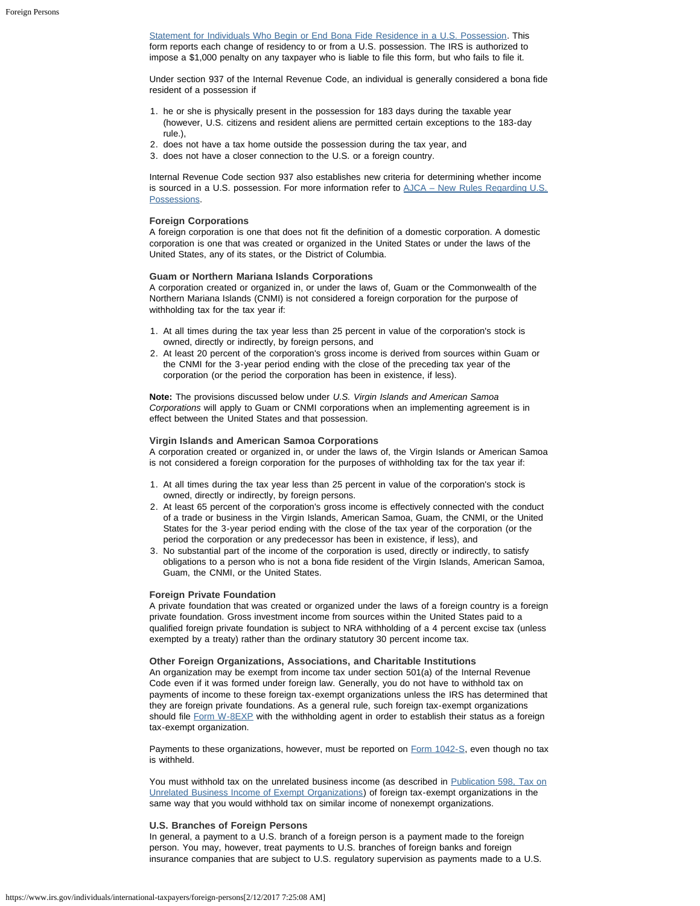Statement for Individuals Who Begin or End Bona Fide Residence in a U.S. Possession. This form reports each change of residency to or from a U.S. possession. The IRS is authorized to impose a $1,000 penalty on any taxpayer who is liable to file this form, but who fails to file it.

Under section 937 of the Internal Revenue Code, an individual is generally considered a bona fide resident of a possession if

1. he or she is physically present in the possession for 183 days during the taxable year (however, U.S. citizens and resident aliens are permitted certain exceptions to the 183-day rule.),
2. does not have a tax home outside the possession during the tax year, and
3. does not have a closer connection to the U.S. or a foreign country.

Internal Revenue Code section 937 also establishes new criteria for determining whether income is sourced in a U.S. possession. For more information refer to AJCA – New Rules Regarding U.S. Possessions.

### Foreign Corporations

A foreign corporation is one that does not fit the definition of a domestic corporation. A domestic corporation is one that was created or organized in the United States or under the laws of the United States, any of its states, or the District of Columbia.

### Guam or Northern Mariana Islands Corporations

A corporation created or organized in, or under the laws of, Guam or the Commonwealth of the Northern Mariana Islands (CNMI) is not considered a foreign corporation for the purpose of withholding tax for the tax year if:

1. At all times during the tax year less than 25 percent in value of the corporation's stock is owned, directly or indirectly, by foreign persons, and
2. At least 20 percent of the corporation's gross income is derived from sources within Guam or the CNMI for the 3-year period ending with the close of the preceding tax year of the corporation (or the period the corporation has been in existence, if less).

**Note:** The provisions discussed below under *U.S. Virgin Islands and American Samoa Corporations* will apply to Guam or CNMI corporations when an implementing agreement is in effect between the United States and that possession.

### Virgin Islands and American Samoa Corporations

A corporation created or organized in, or under the laws of, the Virgin Islands or American Samoa is not considered a foreign corporation for the purposes of withholding tax for the tax year if:

1. At all times during the tax year less than 25 percent in value of the corporation's stock is owned, directly or indirectly, by foreign persons.
2. At least 65 percent of the corporation's gross income is effectively connected with the conduct of a trade or business in the Virgin Islands, American Samoa, Guam, the CNMI, or the United States for the 3-year period ending with the close of the tax year of the corporation (or the period the corporation or any predecessor has been in existence, if less), and
3. No substantial part of the income of the corporation is used, directly or indirectly, to satisfy obligations to a person who is not a bona fide resident of the Virgin Islands, American Samoa, Guam, the CNMI, or the United States.

### Foreign Private Foundation

A private foundation that was created or organized under the laws of a foreign country is a foreign private foundation. Gross investment income from sources within the United States paid to a qualified foreign private foundation is subject to NRA withholding of a 4 percent excise tax (unless exempted by a treaty) rather than the ordinary statutory 30 percent income tax.

### Other Foreign Organizations, Associations, and Charitable Institutions

An organization may be exempt from income tax under section 501(a) of the Internal Revenue Code even if it was formed under foreign law. Generally, you do not have to withhold tax on payments of income to these foreign tax-exempt organizations unless the IRS has determined that they are foreign private foundations. As a general rule, such foreign tax-exempt organizations should file Form W-8EXP with the withholding agent in order to establish their status as a foreign tax-exempt organization.

Payments to these organizations, however, must be reported on Form 1042-S, even though no tax is withheld.

You must withhold tax on the unrelated business income (as described in Publication 598, Tax on Unrelated Business Income of Exempt Organizations) of foreign tax-exempt organizations in the same way that you would withhold tax on similar income of nonexempt organizations.

### U.S. Branches of Foreign Persons

In general, a payment to a U.S. branch of a foreign person is a payment made to the foreign person. You may, however, treat payments to U.S. branches of foreign banks and foreign insurance companies that are subject to U.S. regulatory supervision as payments made to a U.S.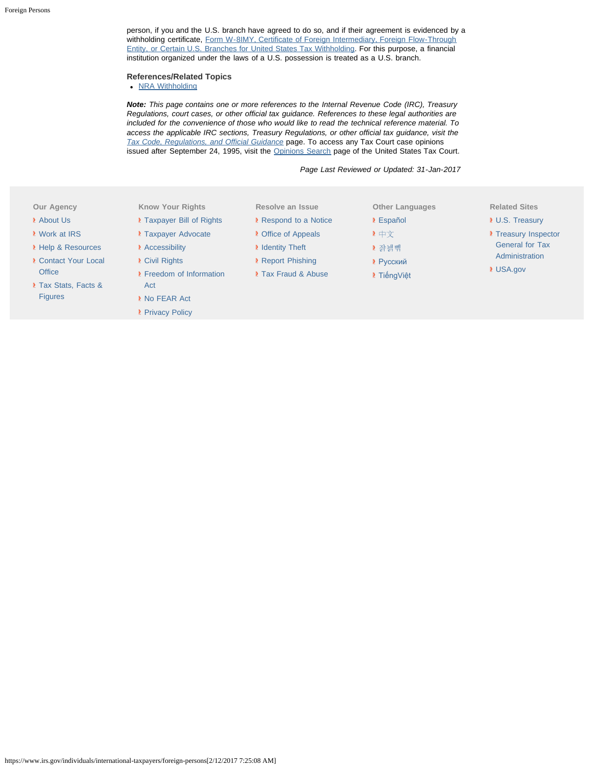person, if you and the U.S. branch have agreed to do so, and if their agreement is evidenced by a withholding certificate, [Form W-8IMY, Certificate of Foreign Intermediary, Foreign Flow-Through Entity, or Certain U.S. Branches for United States Tax Withholding](). For this purpose, a financial institution organized under the laws of a U.S. possession is treated as a U.S. branch.

### References/Related Topics

- NRA Withholding

***Note:*** *This page contains one or more references to the Internal Revenue Code (IRC), Treasury Regulations, court cases, or other official tax guidance. References to these legal authorities are included for the convenience of those who would like to read the technical reference material. To access the applicable IRC sections, Treasury Regulations, or other official tax guidance, visit the* *Tax Code, Regulations, and Official Guidance* page. To access any Tax Court case opinions issued after September 24, 1995, visit the Opinions Search page of the United States Tax Court.

*Page Last Reviewed or Updated: 31-Jan-2017*

**Our Agency**

- About Us
- Work at IRS
- Help & Resources
- Contact Your Local Office
- Tax Stats, Facts & Figures

**Know Your Rights**

- Taxpayer Bill of Rights
- Taxpayer Advocate
- Accessibility
- Civil Rights
- Freedom of Information Act
- No FEAR Act
- Privacy Policy

**Resolve an Issue**

- Respond to a Notice
- Office of Appeals
- Identity Theft
- Report Phishing
- Tax Fraud & Abuse

**Other Languages**

- Español
- 中文
- 한국어
- Русский
- TiếngViệt

**Related Sites**

- U.S. Treasury
- Treasury Inspector General for Tax Administration
- USA.gov